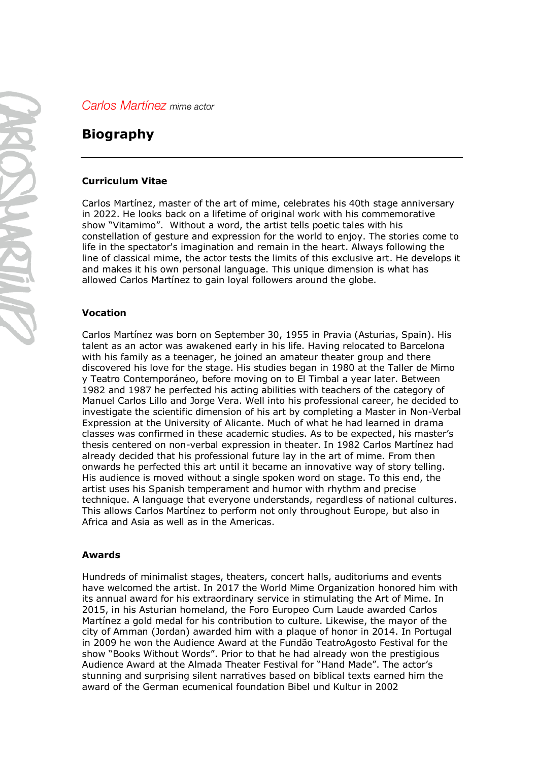*Carlos Martínez mime actor*

# Biography

### Curriculum Vitae

Carlos Martínez, master of the art of mime, celebrates his 40th stage anniversary in 2022. He looks back on a lifetime of original work with his commemorative show "Vitamimo". Without a word, the artist tells poetic tales with his constellation of gesture and expression for the world to enjoy. The stories come to life in the spectator's imagination and remain in the heart. Always following the line of classical mime, the actor tests the limits of this exclusive art. He develops it and makes it his own personal language. This unique dimension is what has allowed Carlos Martínez to gain loyal followers around the globe.

### Vocation

Carlos Martínez was born on September 30, 1955 in Pravia (Asturias, Spain). His talent as an actor was awakened early in his life. Having relocated to Barcelona with his family as a teenager, he joined an amateur theater group and there discovered his love for the stage. His studies began in 1980 at the Taller de Mimo y Teatro Contemporáneo, before moving on to El Timbal a year later. Between 1982 and 1987 he perfected his acting abilities with teachers of the category of Manuel Carlos Lillo and Jorge Vera. Well into his professional career, he decided to investigate the scientific dimension of his art by completing a Master in Non-Verbal Expression at the University of Alicante. Much of what he had learned in drama classes was confirmed in these academic studies. As to be expected, his master's thesis centered on non-verbal expression in theater. In 1982 Carlos Martínez had already decided that his professional future lay in the art of mime. From then onwards he perfected this art until it became an innovative way of story telling. His audience is moved without a single spoken word on stage. To this end, the artist uses his Spanish temperament and humor with rhythm and precise technique. A language that everyone understands, regardless of national cultures. This allows Carlos Martínez to perform not only throughout Europe, but also in Africa and Asia as well as in the Americas.

### Awards

Hundreds of minimalist stages, theaters, concert halls, auditoriums and events have welcomed the artist. In 2017 the World Mime Organization honored him with its annual award for his extraordinary service in stimulating the Art of Mime. In 2015, in his Asturian homeland, the Foro Europeo Cum Laude awarded Carlos Martínez a gold medal for his contribution to culture. Likewise, the mayor of the city of Amman (Jordan) awarded him with a plaque of honor in 2014. In Portugal in 2009 he won the Audience Award at the Fundão TeatroAgosto Festival for the show "Books Without Words". Prior to that he had already won the prestigious Audience Award at the Almada Theater Festival for "Hand Made". The actor's stunning and surprising silent narratives based on biblical texts earned him the award of the German ecumenical foundation Bibel und Kultur in 2002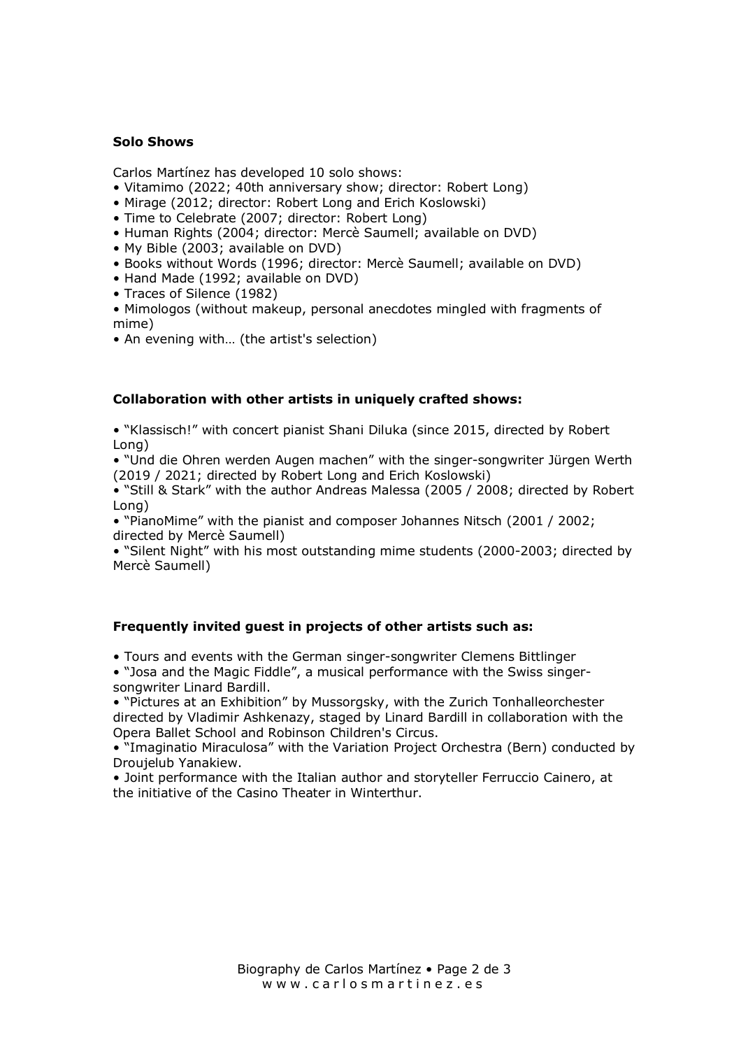### Solo Shows

Carlos Martínez has developed 10 solo shows:

- Vitamimo (2022; 40th anniversary show; director: Robert Long)
- Mirage (2012; director: Robert Long and Erich Koslowski)
- Time to Celebrate (2007; director: Robert Long)
- Human Rights (2004; director: Mercè Saumell; available on DVD)
- My Bible (2003; available on DVD)
- Books without Words (1996; director: Mercè Saumell; available on DVD)
- Hand Made (1992; available on DVD)
- Traces of Silence (1982)
- Mimologos (without makeup, personal anecdotes mingled with fragments of mime)
- An evening with… (the artist's selection)

### Collaboration with other artists in uniquely crafted shows:

- "Klassisch!" with concert pianist Shani Diluka (since 2015, directed by Robert Long)
- "Und die Ohren werden Augen machen" with the singer-songwriter Jürgen Werth (2019 / 2021; directed by Robert Long and Erich Koslowski)
- "Still & Stark" with the author Andreas Malessa (2005 / 2008; directed by Robert Long)
- "PianoMime" with the pianist and composer Johannes Nitsch (2001 / 2002; directed by Mercè Saumell)
- "Silent Night" with his most outstanding mime students (2000-2003; directed by Mercè Saumell)

### Frequently invited guest in projects of other artists such as:

- Tours and events with the German singer-songwriter Clemens Bittlinger
- "Josa and the Magic Fiddle", a musical performance with the Swiss singer-songwriter Linard Bardill.
- "Pictures at an Exhibition" by Mussorgsky, with the Zurich Tonhalleorchester directed by Vladimir Ashkenazy, staged by Linard Bardill in collaboration with the Opera Ballet School and Robinson Children's Circus.
- "Imaginatio Miraculosa" with the Variation Project Orchestra (Bern) conducted by Droujelub Yanakiew.
- Joint performance with the Italian author and storyteller Ferruccio Cainero, at the initiative of the Casino Theater in Winterthur.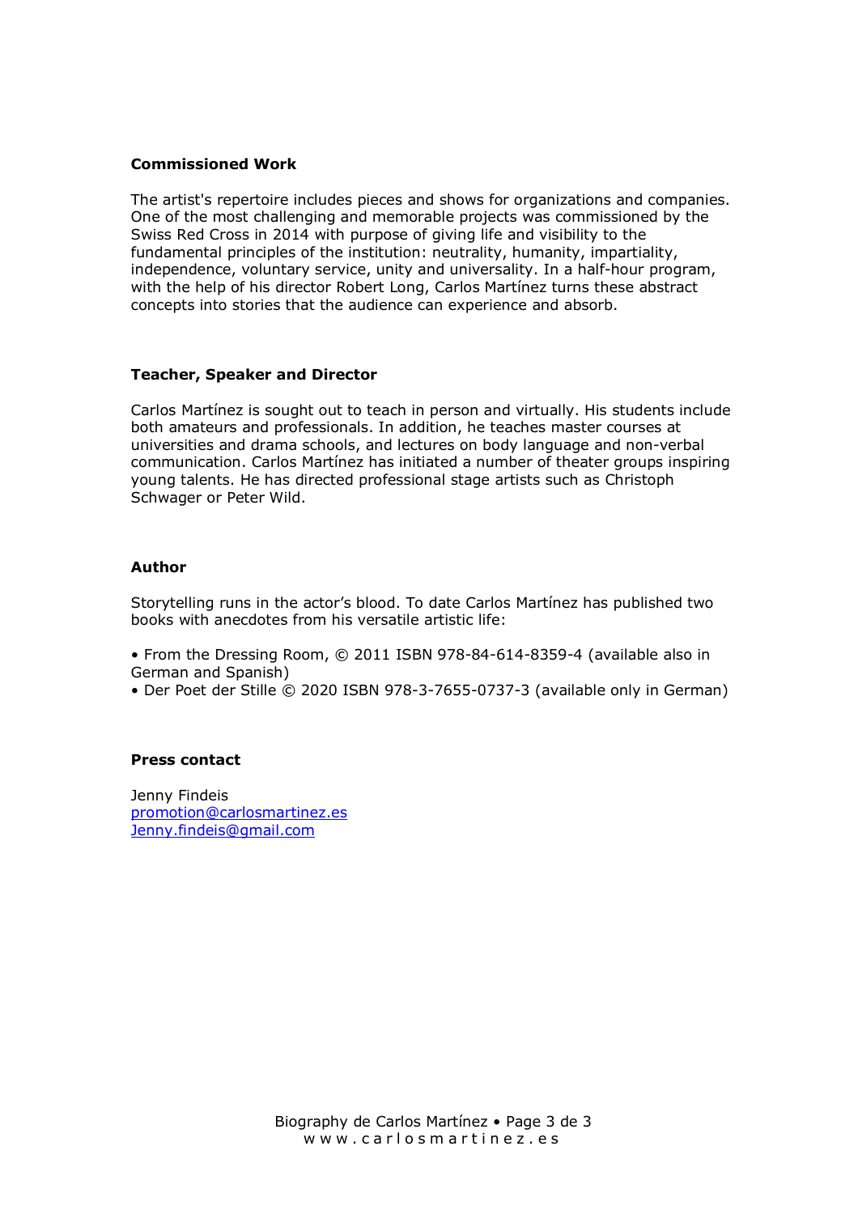**Commissioned Work**

The artist's repertoire includes pieces and shows for organizations and companies. One of the most challenging and memorable projects was commissioned by the Swiss Red Cross in 2014 with purpose of giving life and visibility to the fundamental principles of the institution: neutrality, humanity, impartiality, independence, voluntary service, unity and universality. In a half-hour program, with the help of his director Robert Long, Carlos Martínez turns these abstract concepts into stories that the audience can experience and absorb.

**Teacher, Speaker and Director**

Carlos Martínez is sought out to teach in person and virtually. His students include both amateurs and professionals. In addition, he teaches master courses at universities and drama schools, and lectures on body language and non-verbal communication. Carlos Martínez has initiated a number of theater groups inspiring young talents. He has directed professional stage artists such as Christoph Schwager or Peter Wild.

**Author**

Storytelling runs in the actor’s blood. To date Carlos Martínez has published two books with anecdotes from his versatile artistic life:

- From the Dressing Room, © 2011 ISBN 978-84-614-8359-4 (available also in German and Spanish)
- Der Poet der Stille © 2020 ISBN 978-3-7655-0737-3 (available only in German)

**Press contact**

Jenny Findeis
promotion@carlosmartinez.es
Jenny.findeis@gmail.com